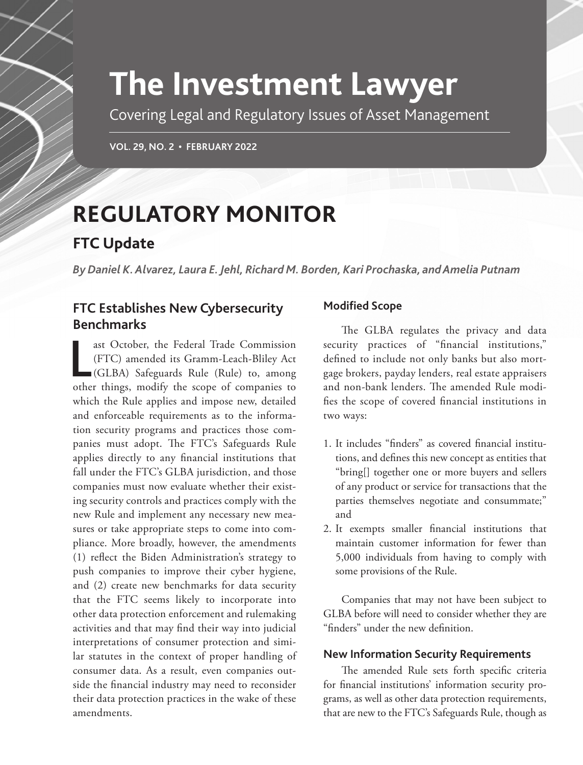# The Investment Lawyer

Covering Legal and Regulatory Issues of Asset Management

# REGULATORY MONITOR

## FTC Update

***By Daniel K. Alvarez, Laura E. Jehl, Richard M. Borden, Kari Prochaska, and Amelia Putnam***

### FTC Establishes New Cybersecurity Benchmarks

Last October, the Federal Trade Commission (FTC) amended its Gramm-Leach-Bliley Act (GLBA) Safeguards Rule (Rule) to, among other things, modify the scope of companies to which the Rule applies and impose new, detailed and enforceable requirements as to the information security programs and practices those companies must adopt. The FTC's Safeguards Rule applies directly to any financial institutions that fall under the FTC's GLBA jurisdiction, and those companies must now evaluate whether their existing security controls and practices comply with the new Rule and implement any necessary new measures or take appropriate steps to come into compliance. More broadly, however, the amendments (1) reflect the Biden Administration's strategy to push companies to improve their cyber hygiene, and (2) create new benchmarks for data security that the FTC seems likely to incorporate into other data protection enforcement and rulemaking activities and that may find their way into judicial interpretations of consumer protection and similar statutes in the context of proper handling of consumer data. As a result, even companies outside the financial industry may need to reconsider their data protection practices in the wake of these amendments.

#### Modified Scope

The GLBA regulates the privacy and data security practices of "financial institutions," defined to include not only banks but also mortgage brokers, payday lenders, real estate appraisers and non-bank lenders. The amended Rule modifies the scope of covered financial institutions in two ways:

1. It includes "finders" as covered financial institutions, and defines this new concept as entities that "bring[] together one or more buyers and sellers of any product or service for transactions that the parties themselves negotiate and consummate;" and
2. It exempts smaller financial institutions that maintain customer information for fewer than 5,000 individuals from having to comply with some provisions of the Rule.

Companies that may not have been subject to GLBA before will need to consider whether they are "finders" under the new definition.

#### New Information Security Requirements

The amended Rule sets forth specific criteria for financial institutions' information security programs, as well as other data protection requirements, that are new to the FTC's Safeguards Rule, though as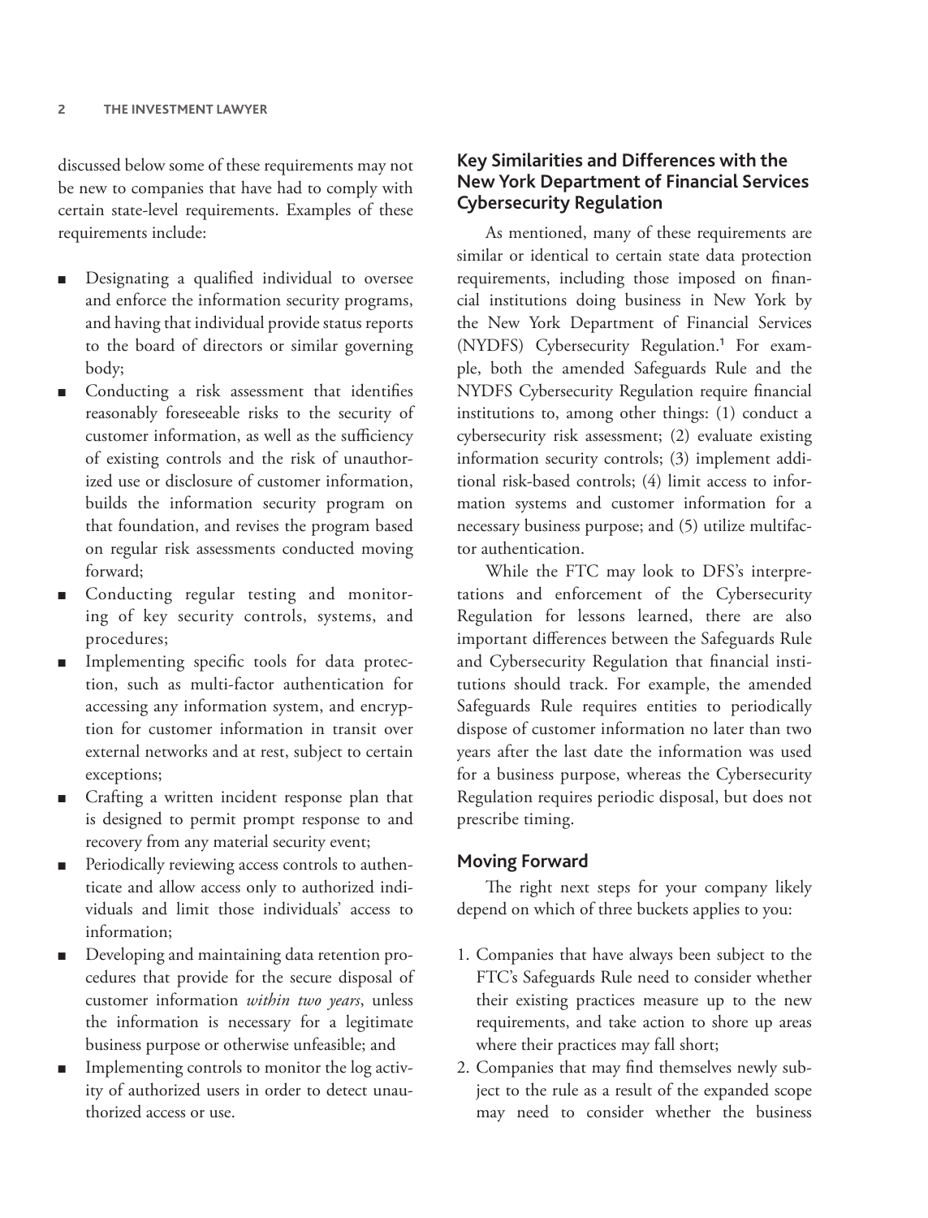discussed below some of these requirements may not be new to companies that have had to comply with certain state-level requirements. Examples of these requirements include:

- Designating a qualified individual to oversee and enforce the information security programs, and having that individual provide status reports to the board of directors or similar governing body;
- Conducting a risk assessment that identifies reasonably foreseeable risks to the security of customer information, as well as the sufficiency of existing controls and the risk of unauthorized use or disclosure of customer information, builds the information security program on that foundation, and revises the program based on regular risk assessments conducted moving forward;
- Conducting regular testing and monitoring of key security controls, systems, and procedures;
- Implementing specific tools for data protection, such as multi-factor authentication for accessing any information system, and encryption for customer information in transit over external networks and at rest, subject to certain exceptions;
- Crafting a written incident response plan that is designed to permit prompt response to and recovery from any material security event;
- Periodically reviewing access controls to authenticate and allow access only to authorized individuals and limit those individuals' access to information;
- Developing and maintaining data retention procedures that provide for the secure disposal of customer information *within two years*, unless the information is necessary for a legitimate business purpose or otherwise unfeasible; and
- Implementing controls to monitor the log activity of authorized users in order to detect unauthorized access or use.

## Key Similarities and Differences with the New York Department of Financial Services Cybersecurity Regulation

As mentioned, many of these requirements are similar or identical to certain state data protection requirements, including those imposed on financial institutions doing business in New York by the New York Department of Financial Services (NYDFS) Cybersecurity Regulation.[1] For example, both the amended Safeguards Rule and the NYDFS Cybersecurity Regulation require financial institutions to, among other things: (1) conduct a cybersecurity risk assessment; (2) evaluate existing information security controls; (3) implement additional risk-based controls; (4) limit access to information systems and customer information for a necessary business purpose; and (5) utilize multifactor authentication.

While the FTC may look to DFS's interpretations and enforcement of the Cybersecurity Regulation for lessons learned, there are also important differences between the Safeguards Rule and Cybersecurity Regulation that financial institutions should track. For example, the amended Safeguards Rule requires entities to periodically dispose of customer information no later than two years after the last date the information was used for a business purpose, whereas the Cybersecurity Regulation requires periodic disposal, but does not prescribe timing.

## Moving Forward

The right next steps for your company likely depend on which of three buckets applies to you:

1. Companies that have always been subject to the FTC's Safeguards Rule need to consider whether their existing practices measure up to the new requirements, and take action to shore up areas where their practices may fall short;
2. Companies that may find themselves newly subject to the rule as a result of the expanded scope may need to consider whether the business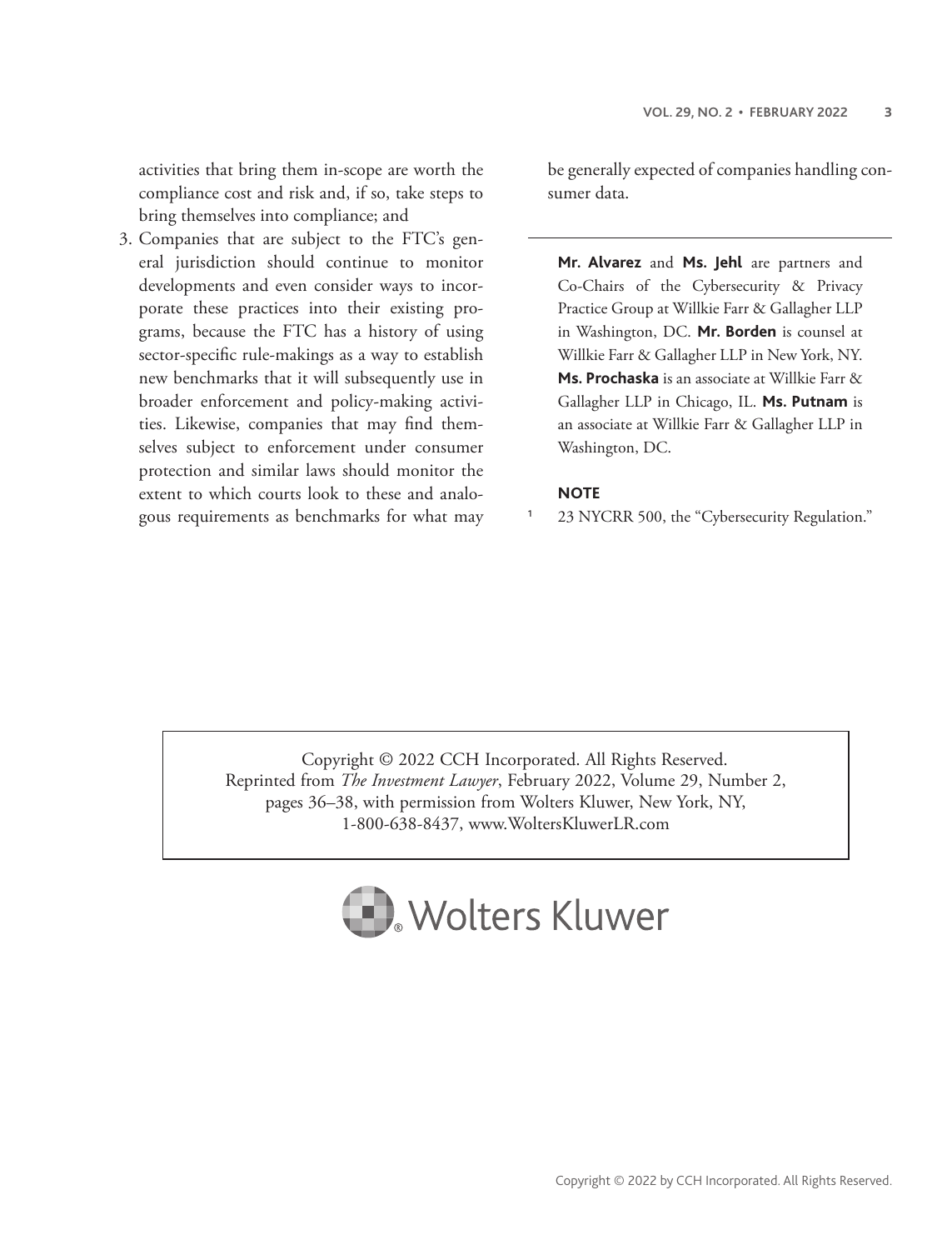activities that bring them in-scope are worth the compliance cost and risk and, if so, take steps to bring themselves into compliance; and

3. Companies that are subject to the FTC's general jurisdiction should continue to monitor developments and even consider ways to incorporate these practices into their existing programs, because the FTC has a history of using sector-specific rule-makings as a way to establish new benchmarks that it will subsequently use in broader enforcement and policy-making activities. Likewise, companies that may find themselves subject to enforcement under consumer protection and similar laws should monitor the extent to which courts look to these and analogous requirements as benchmarks for what may be generally expected of companies handling consumer data.

---

**Mr. Alvarez** and **Ms. Jehl** are partners and Co-Chairs of the Cybersecurity & Privacy Practice Group at Willkie Farr & Gallagher LLP in Washington, DC. **Mr. Borden** is counsel at Willkie Farr & Gallagher LLP in New York, NY. **Ms. Prochaska** is an associate at Willkie Farr & Gallagher LLP in Chicago, IL. **Ms. Putnam** is an associate at Willkie Farr & Gallagher LLP in Washington, DC.

**NOTE**

[1] 23 NYCRR 500, the "Cybersecurity Regulation."

Copyright © 2022 CCH Incorporated. All Rights Reserved.
Reprinted from *The Investment Lawyer*, February 2022, Volume 29, Number 2, pages 36–38, with permission from Wolters Kluwer, New York, NY, 1-800-638-8437, www.WoltersKluwerLR.com

Wolters Kluwer